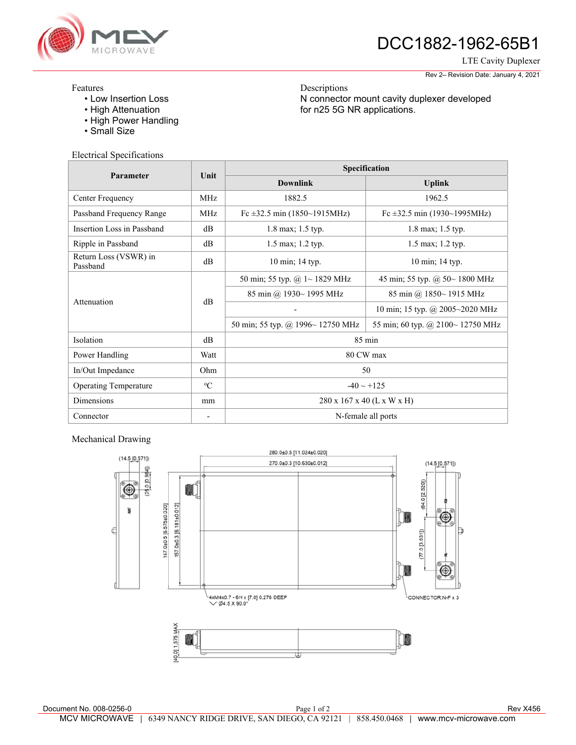# DCC1882-1962-65B1

LTE Cavity Duplexer

Rev 2– Revision Date: January 4, 2021

Features
- Low Insertion Loss
- High Attenuation
- High Power Handling
- Small Size

Descriptions

N connector mount cavity duplexer developed for n25 5G NR applications.

## Electrical Specifications

| Parameter | Unit | Specification | |
|---|---|---|---|
| | | Downlink | Uplink |
| Center Frequency | MHz | 1882.5 | 1962.5 |
| Passband Frequency Range | MHz | Fc ±32.5 min (1850~1915MHz) | Fc ±32.5 min (1930~1995MHz) |
| Insertion Loss in Passband | dB | 1.8 max; 1.5 typ. | 1.8 max; 1.5 typ. |
| Ripple in Passband | dB | 1.5 max; 1.2 typ. | 1.5 max; 1.2 typ. |
| Return Loss (VSWR) in Passband | dB | 10 min; 14 typ. | 10 min; 14 typ. |
| Attenuation | dB | 50 min; 55 typ. @ 1~ 1829 MHz | 45 min; 55 typ. @ 50~ 1800 MHz |
| | | 85 min @ 1930~ 1995 MHz | 85 min @ 1850~ 1915 MHz |
| | | - | 10 min; 15 typ. @ 2005~2020 MHz |
| | | 50 min; 55 typ. @ 1996~ 12750 MHz | 55 min; 60 typ. @ 2100~ 12750 MHz |
| Isolation | dB | 85 min | |
| Power Handling | Watt | 80 CW max | |
| In/Out Impedance | Ohm | 50 | |
| Operating Temperature | °C | -40 ~ +125 | |
| Dimensions | mm | 280 x 167 x 40 (L x W x H) | |
| Connector | - | N-female all ports | |

## Mechanical Drawing

280.0±0.5 [11.024±0.020]
270.0±0.3 [10.630±0.012]
(14.5 [0.571])
(25.0 [0.984])
167.0±0.5 [6.575±0.020]
157.0±0.3 [6.181±0.012]
(64.0 [2.520])
(77.0 [3.031])
4xM4x0.7 - 6H x [7.0] 0.276 DEEP
Ø4.5 X 90.0°
CONNECTOR:N-F x 3
[40.0] 1.575 MAX

Document No. 008-0256-0

Rev X456

MCV MICROWAVE | 6349 NANCY RIDGE DRIVE, SAN DIEGO, CA 92121 | 858.450.0468 | www.mcv-microwave.com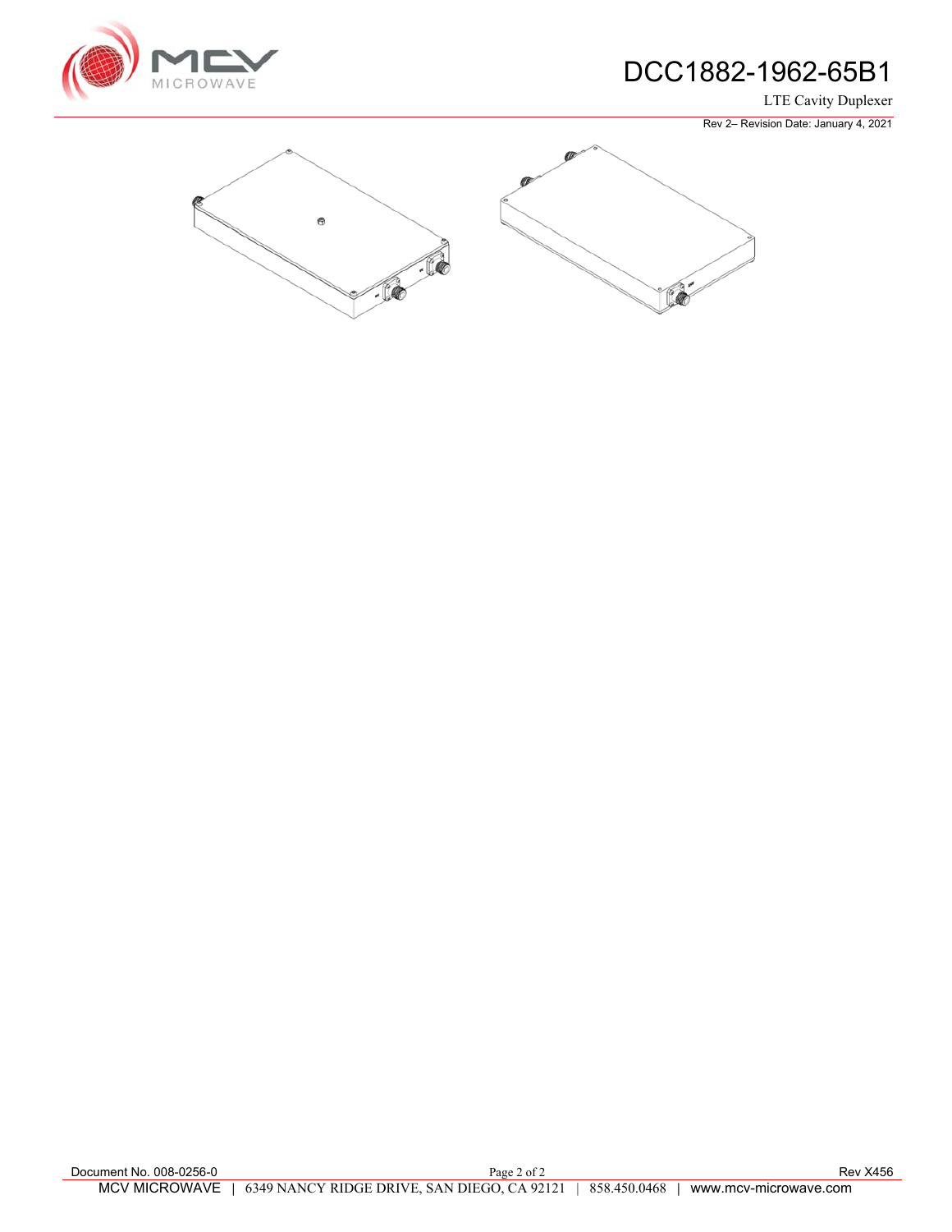# DCC1882-1962-65B1

LTE Cavity Duplexer

Rev 2– Revision Date: January 4, 2021